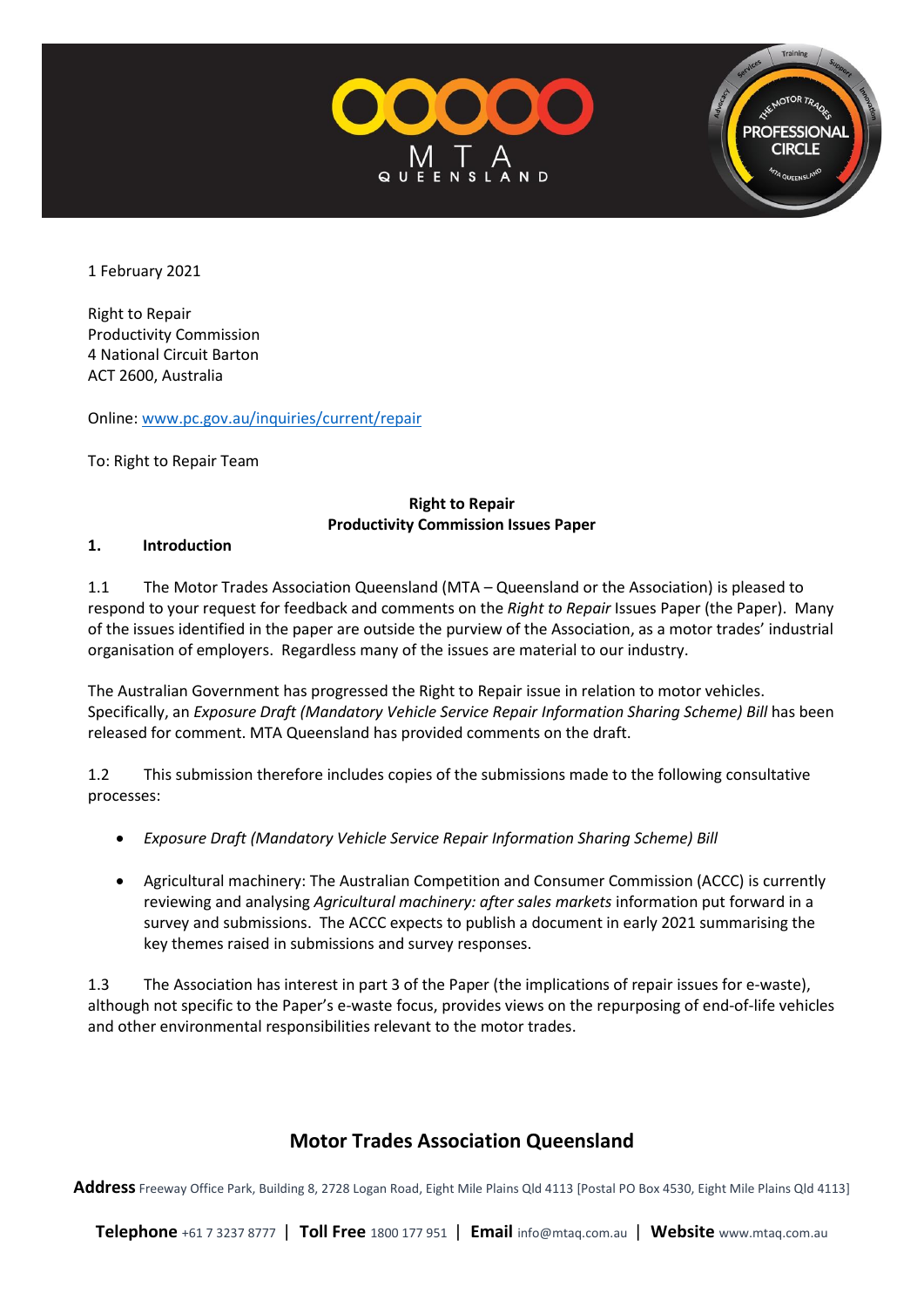1 February 2021

Right to Repair
Productivity Commission
4 National Circuit Barton
ACT 2600, Australia

Online: www.pc.gov.au/inquiries/current/repair

To: Right to Repair Team

**Right to Repair**
**Productivity Commission Issues Paper**

## 1. Introduction

1.1 The Motor Trades Association Queensland (MTA – Queensland or the Association) is pleased to respond to your request for feedback and comments on the *Right to Repair* Issues Paper (the Paper). Many of the issues identified in the paper are outside the purview of the Association, as a motor trades' industrial organisation of employers. Regardless many of the issues are material to our industry.

The Australian Government has progressed the Right to Repair issue in relation to motor vehicles. Specifically, an *Exposure Draft (Mandatory Vehicle Service Repair Information Sharing Scheme) Bill* has been released for comment. MTA Queensland has provided comments on the draft.

1.2 This submission therefore includes copies of the submissions made to the following consultative processes:

- *Exposure Draft (Mandatory Vehicle Service Repair Information Sharing Scheme) Bill*
- Agricultural machinery: The Australian Competition and Consumer Commission (ACCC) is currently reviewing and analysing *Agricultural machinery: after sales markets* information put forward in a survey and submissions. The ACCC expects to publish a document in early 2021 summarising the key themes raised in submissions and survey responses.

1.3 The Association has interest in part 3 of the Paper (the implications of repair issues for e-waste), although not specific to the Paper's e-waste focus, provides views on the repurposing of end-of-life vehicles and other environmental responsibilities relevant to the motor trades.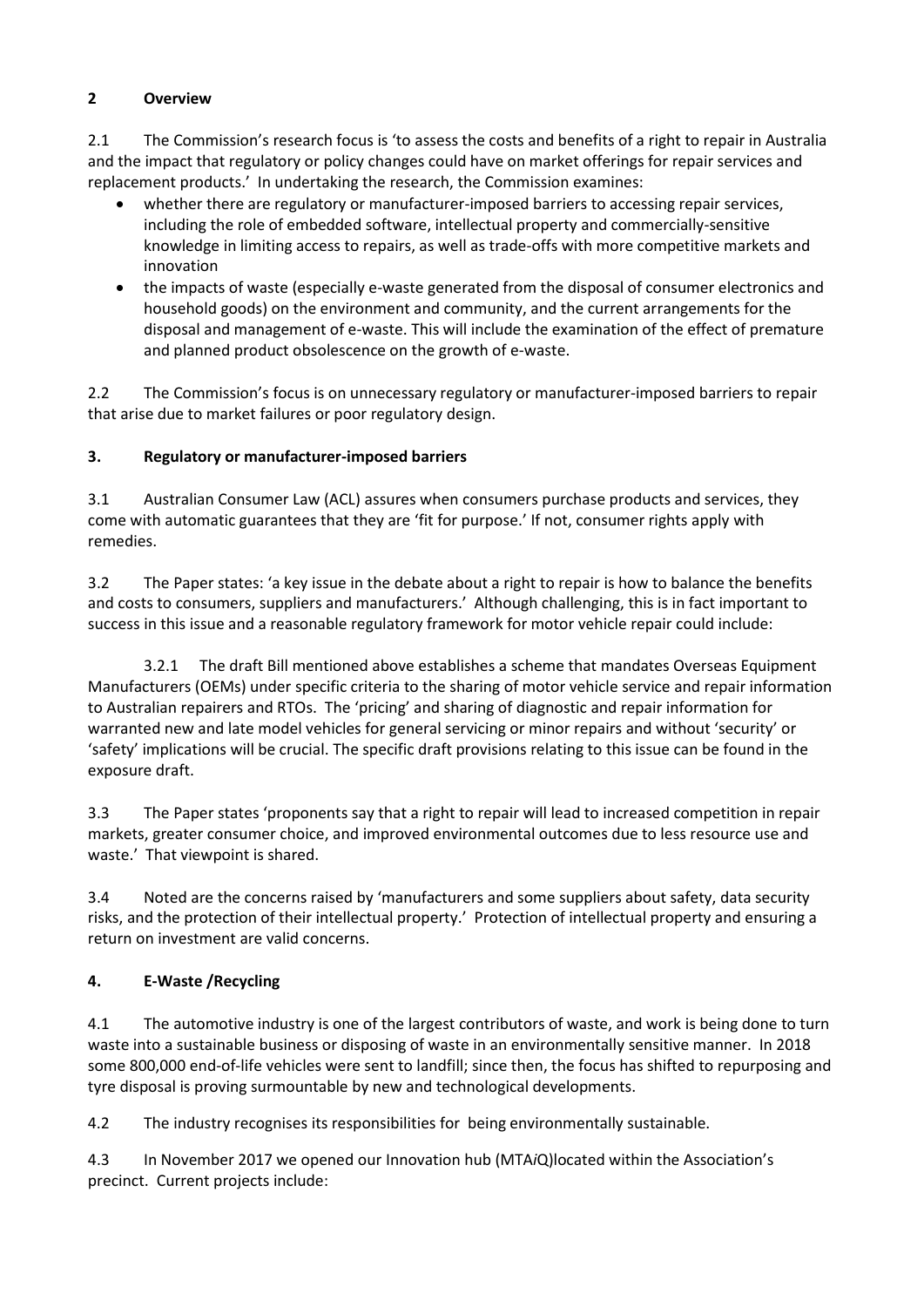## 2 Overview

2.1 The Commission's research focus is 'to assess the costs and benefits of a right to repair in Australia and the impact that regulatory or policy changes could have on market offerings for repair services and replacement products.' In undertaking the research, the Commission examines:

- whether there are regulatory or manufacturer-imposed barriers to accessing repair services, including the role of embedded software, intellectual property and commercially-sensitive knowledge in limiting access to repairs, as well as trade-offs with more competitive markets and innovation
- the impacts of waste (especially e-waste generated from the disposal of consumer electronics and household goods) on the environment and community, and the current arrangements for the disposal and management of e-waste. This will include the examination of the effect of premature and planned product obsolescence on the growth of e-waste.

2.2 The Commission's focus is on unnecessary regulatory or manufacturer-imposed barriers to repair that arise due to market failures or poor regulatory design.

## 3. Regulatory or manufacturer-imposed barriers

3.1 Australian Consumer Law (ACL) assures when consumers purchase products and services, they come with automatic guarantees that they are 'fit for purpose.' If not, consumer rights apply with remedies.

3.2 The Paper states: 'a key issue in the debate about a right to repair is how to balance the benefits and costs to consumers, suppliers and manufacturers.' Although challenging, this is in fact important to success in this issue and a reasonable regulatory framework for motor vehicle repair could include:

3.2.1 The draft Bill mentioned above establishes a scheme that mandates Overseas Equipment Manufacturers (OEMs) under specific criteria to the sharing of motor vehicle service and repair information to Australian repairers and RTOs. The 'pricing' and sharing of diagnostic and repair information for warranted new and late model vehicles for general servicing or minor repairs and without 'security' or 'safety' implications will be crucial. The specific draft provisions relating to this issue can be found in the exposure draft.

3.3 The Paper states 'proponents say that a right to repair will lead to increased competition in repair markets, greater consumer choice, and improved environmental outcomes due to less resource use and waste.' That viewpoint is shared.

3.4 Noted are the concerns raised by 'manufacturers and some suppliers about safety, data security risks, and the protection of their intellectual property.' Protection of intellectual property and ensuring a return on investment are valid concerns.

## 4. E-Waste /Recycling

4.1 The automotive industry is one of the largest contributors of waste, and work is being done to turn waste into a sustainable business or disposing of waste in an environmentally sensitive manner. In 2018 some 800,000 end-of-life vehicles were sent to landfill; since then, the focus has shifted to repurposing and tyre disposal is proving surmountable by new and technological developments.

4.2 The industry recognises its responsibilities for being environmentally sustainable.

4.3 In November 2017 we opened our Innovation hub (MTA*i*Q)located within the Association's precinct. Current projects include: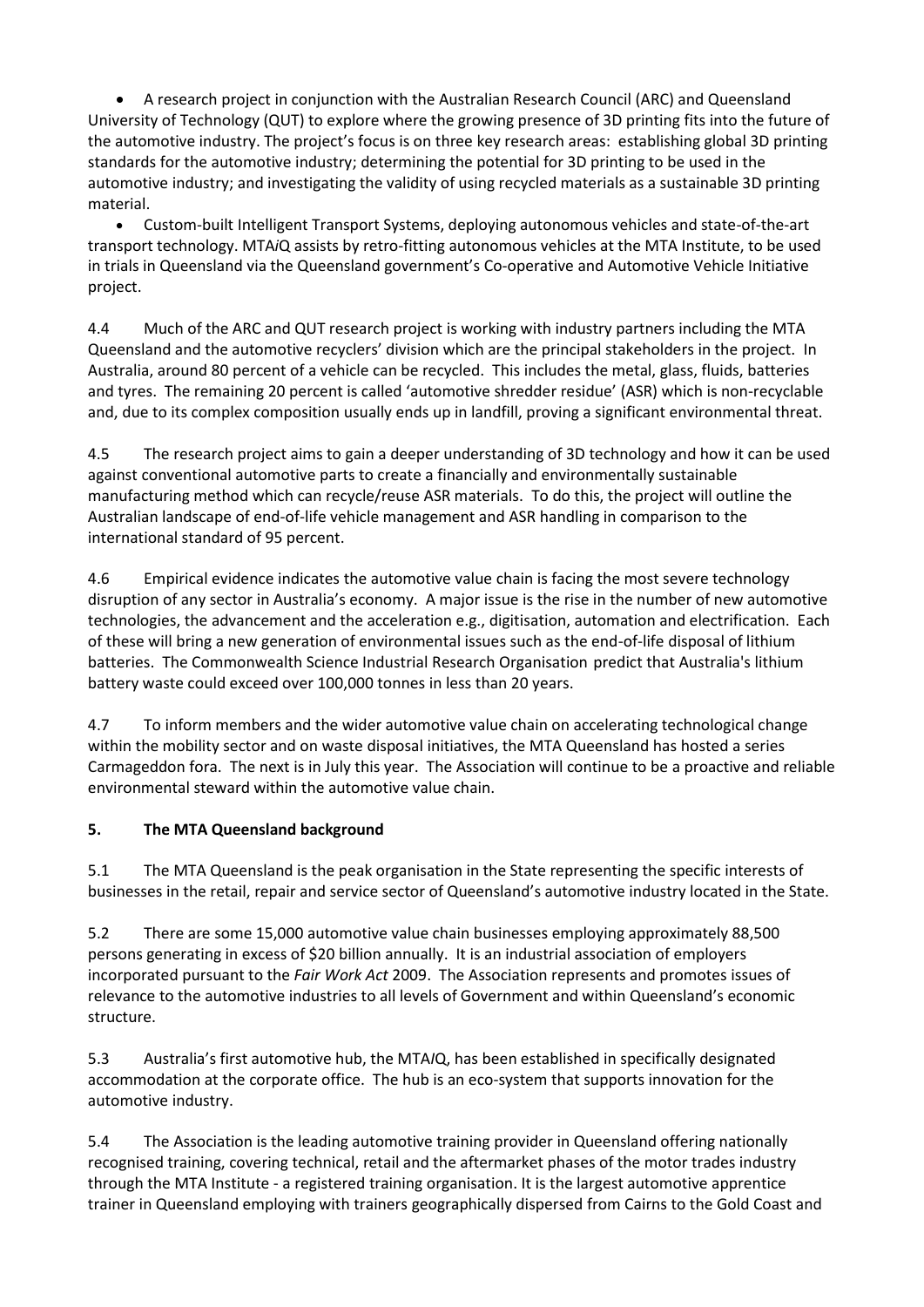- A research project in conjunction with the Australian Research Council (ARC) and Queensland University of Technology (QUT) to explore where the growing presence of 3D printing fits into the future of the automotive industry. The project's focus is on three key research areas: establishing global 3D printing standards for the automotive industry; determining the potential for 3D printing to be used in the automotive industry; and investigating the validity of using recycled materials as a sustainable 3D printing material.
- Custom-built Intelligent Transport Systems, deploying autonomous vehicles and state-of-the-art transport technology. MTA*i*Q assists by retro-fitting autonomous vehicles at the MTA Institute, to be used in trials in Queensland via the Queensland government's Co-operative and Automotive Vehicle Initiative project.

4.4 Much of the ARC and QUT research project is working with industry partners including the MTA Queensland and the automotive recyclers' division which are the principal stakeholders in the project. In Australia, around 80 percent of a vehicle can be recycled. This includes the metal, glass, fluids, batteries and tyres. The remaining 20 percent is called 'automotive shredder residue' (ASR) which is non-recyclable and, due to its complex composition usually ends up in landfill, proving a significant environmental threat.

4.5 The research project aims to gain a deeper understanding of 3D technology and how it can be used against conventional automotive parts to create a financially and environmentally sustainable manufacturing method which can recycle/reuse ASR materials. To do this, the project will outline the Australian landscape of end-of-life vehicle management and ASR handling in comparison to the international standard of 95 percent.

4.6 Empirical evidence indicates the automotive value chain is facing the most severe technology disruption of any sector in Australia's economy. A major issue is the rise in the number of new automotive technologies, the advancement and the acceleration e.g., digitisation, automation and electrification. Each of these will bring a new generation of environmental issues such as the end-of-life disposal of lithium batteries. The Commonwealth Science Industrial Research Organisation predict that Australia's lithium battery waste could exceed over 100,000 tonnes in less than 20 years.

4.7 To inform members and the wider automotive value chain on accelerating technological change within the mobility sector and on waste disposal initiatives, the MTA Queensland has hosted a series Carmageddon fora. The next is in July this year. The Association will continue to be a proactive and reliable environmental steward within the automotive value chain.

## 5. The MTA Queensland background

5.1 The MTA Queensland is the peak organisation in the State representing the specific interests of businesses in the retail, repair and service sector of Queensland's automotive industry located in the State.

5.2 There are some 15,000 automotive value chain businesses employing approximately 88,500 persons generating in excess of $20 billion annually. It is an industrial association of employers incorporated pursuant to the *Fair Work Act* 2009. The Association represents and promotes issues of relevance to the automotive industries to all levels of Government and within Queensland's economic structure.

5.3 Australia's first automotive hub, the MTA*I*Q, has been established in specifically designated accommodation at the corporate office. The hub is an eco-system that supports innovation for the automotive industry.

5.4 The Association is the leading automotive training provider in Queensland offering nationally recognised training, covering technical, retail and the aftermarket phases of the motor trades industry through the MTA Institute - a registered training organisation. It is the largest automotive apprentice trainer in Queensland employing with trainers geographically dispersed from Cairns to the Gold Coast and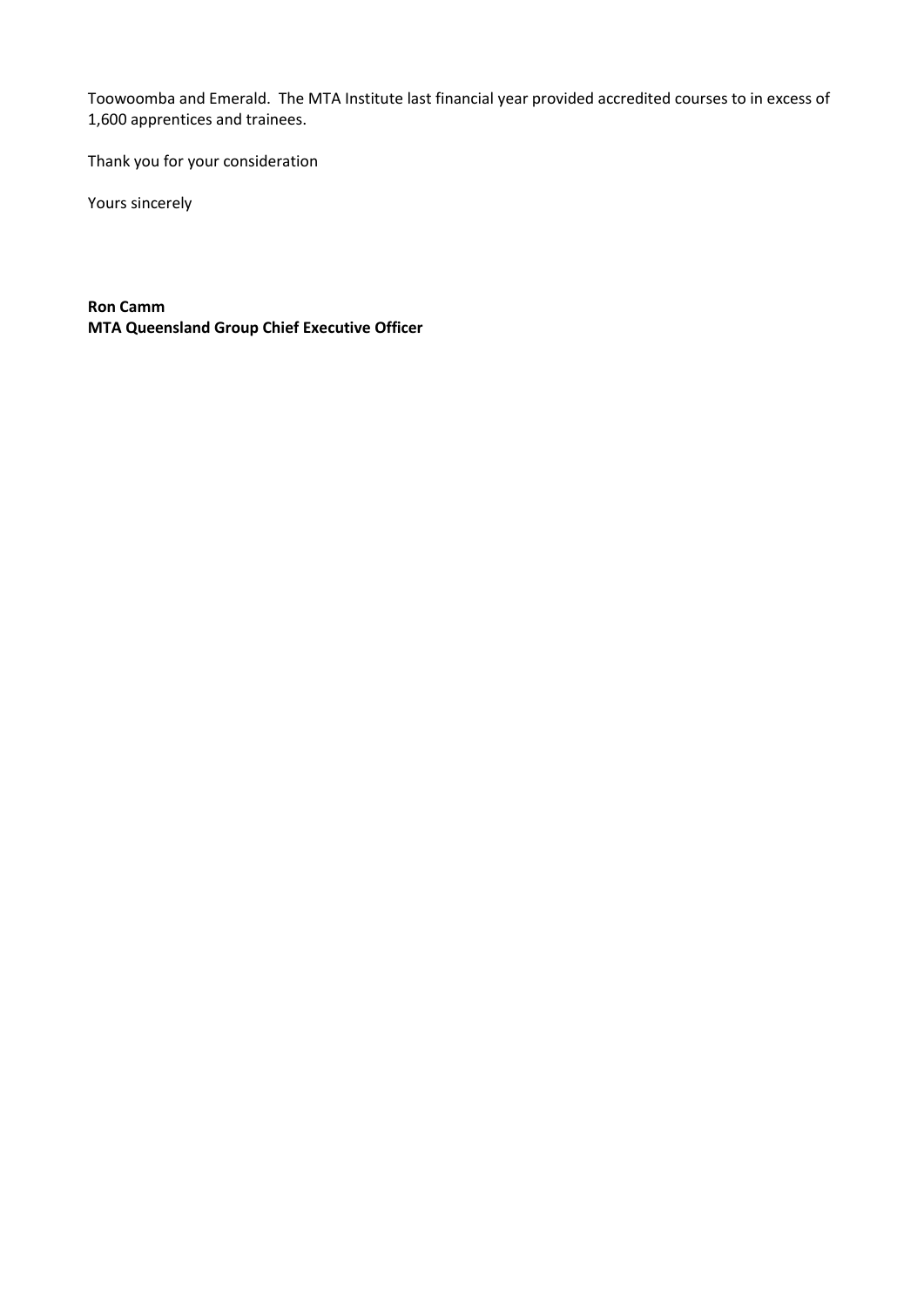Toowoomba and Emerald.  The MTA Institute last financial year provided accredited courses to in excess of 1,600 apprentices and trainees.

Thank you for your consideration

Yours sincerely

**Ron Camm**
**MTA Queensland Group Chief Executive Officer**